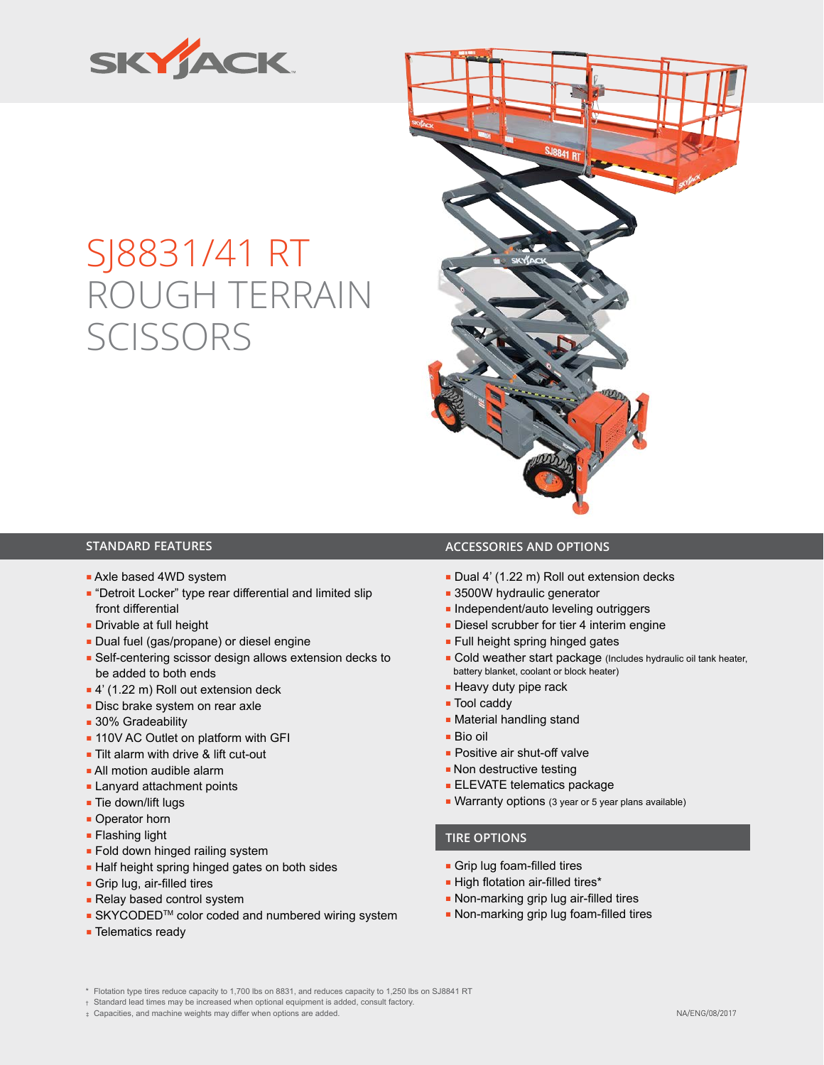SKYJACK

# SJ8831/41 RT ROUGH TERRAIN SCISSORS

## STANDARD FEATURES

- Axle based 4WD system
- "Detroit Locker" type rear differential and limited slip front differential
- Drivable at full height
- Dual fuel (gas/propane) or diesel engine
- Self-centering scissor design allows extension decks to be added to both ends
- 4' (1.22 m) Roll out extension deck
- Disc brake system on rear axle
- 30% Gradeability
- 110V AC Outlet on platform with GFI
- Tilt alarm with drive & lift cut-out
- All motion audible alarm
- Lanyard attachment points
- Tie down/lift lugs
- Operator horn
- Flashing light
- Fold down hinged railing system
- Half height spring hinged gates on both sides
- Grip lug, air-filled tires
- Relay based control system
- SKYCODED™ color coded and numbered wiring system
- Telematics ready

## ACCESSORIES AND OPTIONS

- Dual 4' (1.22 m) Roll out extension decks
- 3500W hydraulic generator
- Independent/auto leveling outriggers
- Diesel scrubber for tier 4 interim engine
- Full height spring hinged gates
- Cold weather start package (Includes hydraulic oil tank heater, battery blanket, coolant or block heater)
- Heavy duty pipe rack
- Tool caddy
- Material handling stand
- Bio oil
- Positive air shut-off valve
- Non destructive testing
- ELEVATE telematics package
- Warranty options (3 year or 5 year plans available)

## TIRE OPTIONS

- Grip lug foam-filled tires
- High flotation air-filled tires*
- Non-marking grip lug air-filled tires
- Non-marking grip lug foam-filled tires

\* Flotation type tires reduce capacity to 1,700 lbs on 8831, and reduces capacity to 1,250 lbs on SJ8841 RT

† Standard lead times may be increased when optional equipment is added, consult factory.

‡ Capacities, and machine weights may differ when options are added.

NA/ENG/08/2017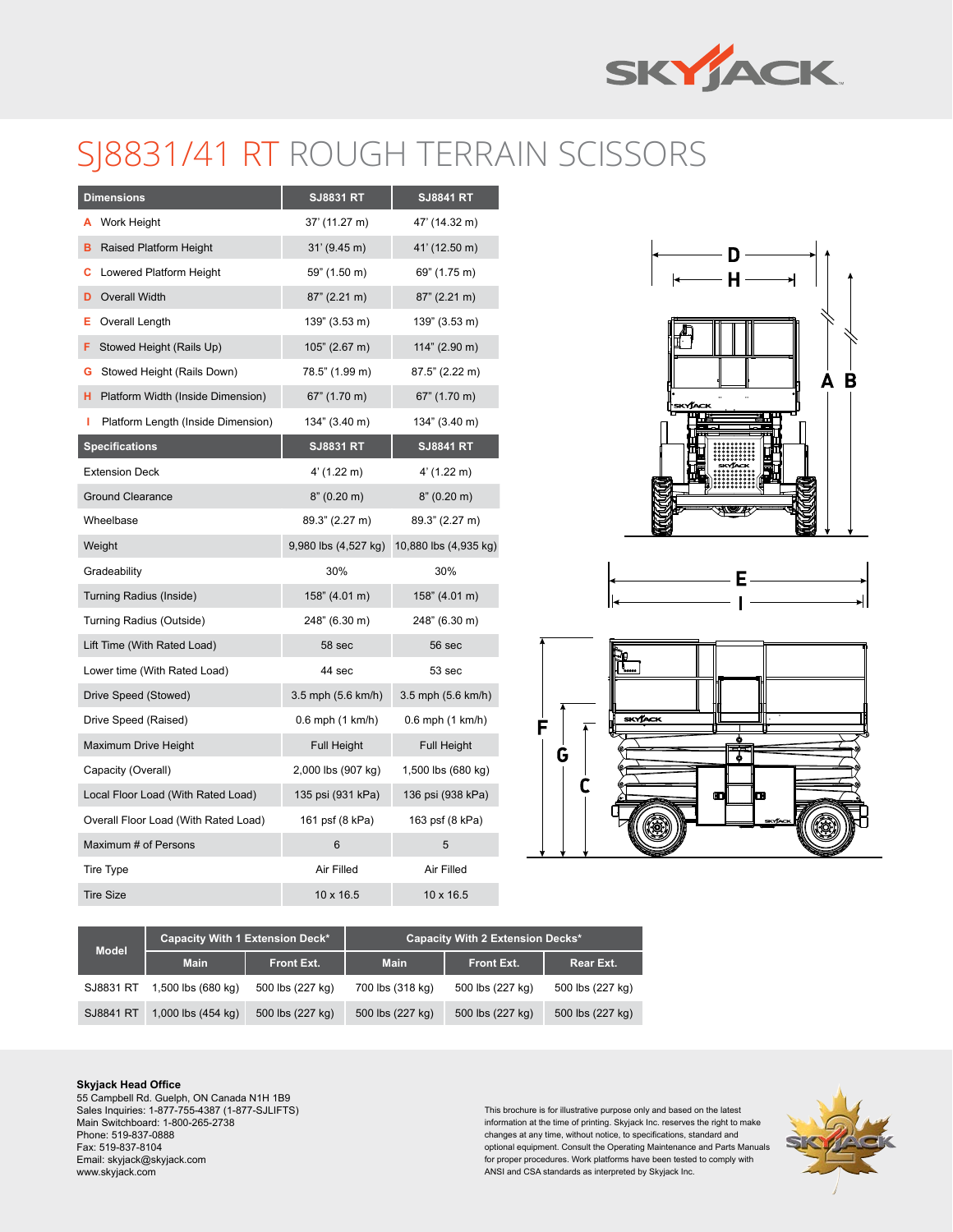# SJ8831/41 RT ROUGH TERRAIN SCISSORS

| Dimensions | SJ8831 RT | SJ8841 RT |
|---|---|---|
| A Work Height | 37' (11.27 m) | 47' (14.32 m) |
| B Raised Platform Height | 31' (9.45 m) | 41' (12.50 m) |
| C Lowered Platform Height | 59" (1.50 m) | 69" (1.75 m) |
| D Overall Width | 87" (2.21 m) | 87" (2.21 m) |
| E Overall Length | 139" (3.53 m) | 139" (3.53 m) |
| F Stowed Height (Rails Up) | 105" (2.67 m) | 114" (2.90 m) |
| G Stowed Height (Rails Down) | 78.5" (1.99 m) | 87.5" (2.22 m) |
| H Platform Width (Inside Dimension) | 67" (1.70 m) | 67" (1.70 m) |
| I Platform Length (Inside Dimension) | 134" (3.40 m) | 134" (3.40 m) |

| Specifications | SJ8831 RT | SJ8841 RT |
|---|---|---|
| Extension Deck | 4' (1.22 m) | 4' (1.22 m) |
| Ground Clearance | 8" (0.20 m) | 8" (0.20 m) |
| Wheelbase | 89.3" (2.27 m) | 89.3" (2.27 m) |
| Weight | 9,980 lbs (4,527 kg) | 10,880 lbs (4,935 kg) |
| Gradeability | 30% | 30% |
| Turning Radius (Inside) | 158" (4.01 m) | 158" (4.01 m) |
| Turning Radius (Outside) | 248" (6.30 m) | 248" (6.30 m) |
| Lift Time (With Rated Load) | 58 sec | 56 sec |
| Lower time (With Rated Load) | 44 sec | 53 sec |
| Drive Speed (Stowed) | 3.5 mph (5.6 km/h) | 3.5 mph (5.6 km/h) |
| Drive Speed (Raised) | 0.6 mph (1 km/h) | 0.6 mph (1 km/h) |
| Maximum Drive Height | Full Height | Full Height |
| Capacity (Overall) | 2,000 lbs (907 kg) | 1,500 lbs (680 kg) |
| Local Floor Load (With Rated Load) | 135 psi (931 kPa) | 136 psi (938 kPa) |
| Overall Floor Load (With Rated Load) | 161 psf (8 kPa) | 163 psf (8 kPa) |
| Maximum # of Persons | 6 | 5 |
| Tire Type | Air Filled | Air Filled |
| Tire Size | 10 x 16.5 | 10 x 16.5 |

D
H
A B
E
I
F
G
C

| Model | Capacity With 1 Extension Deck* | | Capacity With 2 Extension Decks* | | |
|---|---|---|---|---|---|
| | Main | Front Ext. | Main | Front Ext. | Rear Ext. |
| SJ8831 RT | 1,500 lbs (680 kg) | 500 lbs (227 kg) | 700 lbs (318 kg) | 500 lbs (227 kg) | 500 lbs (227 kg) |
| SJ8841 RT | 1,000 lbs (454 kg) | 500 lbs (227 kg) | 500 lbs (227 kg) | 500 lbs (227 kg) | 500 lbs (227 kg) |

**Skyjack Head Office**
55 Campbell Rd. Guelph, ON Canada N1H 1B9
Sales Inquiries: 1-877-755-4387 (1-877-SJLIFTS)
Main Switchboard: 1-800-265-2738
Phone: 519-837-0888
Fax: 519-837-8104
Email: skyjack@skyjack.com
www.skyjack.com

This brochure is for illustrative purpose only and based on the latest information at the time of printing. Skyjack Inc. reserves the right to make changes at any time, without notice, to specifications, standard and optional equipment. Consult the Operating Maintenance and Parts Manuals for proper procedures. Work platforms have been tested to comply with ANSI and CSA standards as interpreted by Skyjack Inc.